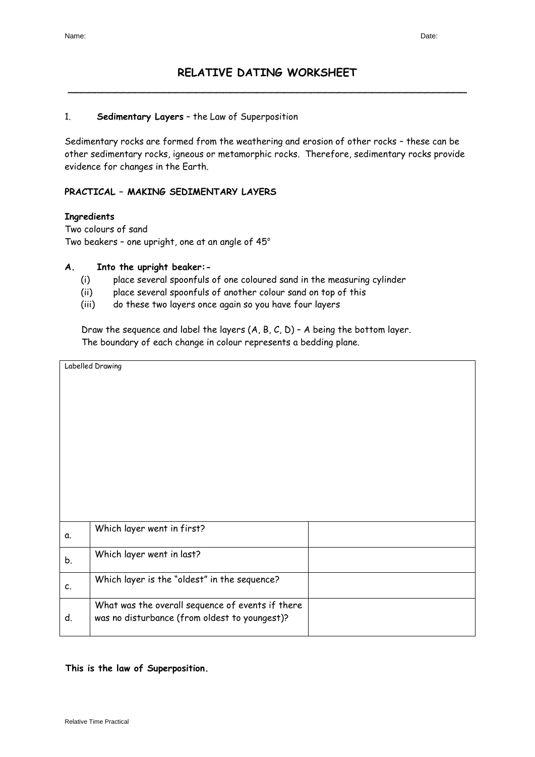Name: Date:

# RELATIVE DATING WORKSHEET

1. **Sedimentary Layers** – the Law of Superposition

Sedimentary rocks are formed from the weathering and erosion of other rocks – these can be other sedimentary rocks, igneous or metamorphic rocks. Therefore, sedimentary rocks provide evidence for changes in the Earth.

**PRACTICAL – MAKING SEDIMENTARY LAYERS**

**Ingredients**

Two colours of sand
Two beakers – one upright, one at an angle of 45°

**A. Into the upright beaker:-**

(i) place several spoonfuls of one coloured sand in the measuring cylinder
(ii) place several spoonfuls of another colour sand on top of this
(iii) do these two layers once again so you have four layers

Draw the sequence and label the layers (A, B, C, D) – A being the bottom layer.
The boundary of each change in colour represents a bedding plane.

| Labelled Drawing | | |
|---|---|---|
| a. | Which layer went in first? | |
| b. | Which layer went in last? | |
| c. | Which layer is the "oldest" in the sequence? | |
| d. | What was the overall sequence of events if there was no disturbance (from oldest to youngest)? | |

**This is the law of Superposition.**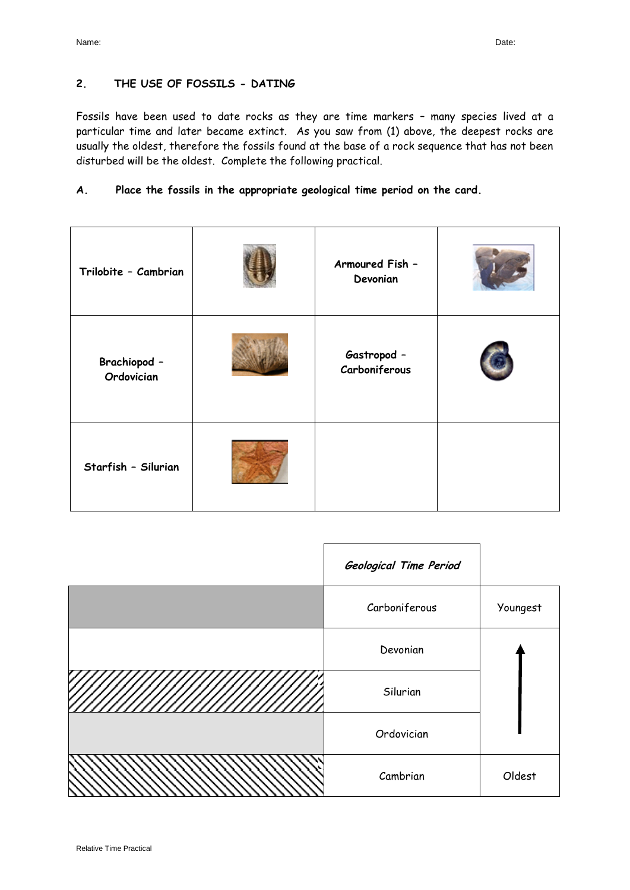Name: Date:

## 2. THE USE OF FOSSILS - DATING

Fossils have been used to date rocks as they are time markers – many species lived at a particular time and later became extinct. As you saw from (1) above, the deepest rocks are usually the oldest, therefore the fossils found at the base of a rock sequence that has not been disturbed will be the oldest. Complete the following practical.

**A. Place the fossils in the appropriate geological time period on the card.**

| | | | |
|---|---|---|---|
| **Trilobite – Cambrian** | | **Armoured Fish – Devonian** | |
| **Brachiopod – Ordovician** | | **Gastropod – Carboniferous** | |
| **Starfish – Silurian** | | | |

| | *Geological Time Period* | |
|---|---|---|
| | Carboniferous | Youngest |
| | Devonian | ↑ |
| | Silurian | |
| | Ordovician | |
| | Cambrian | Oldest |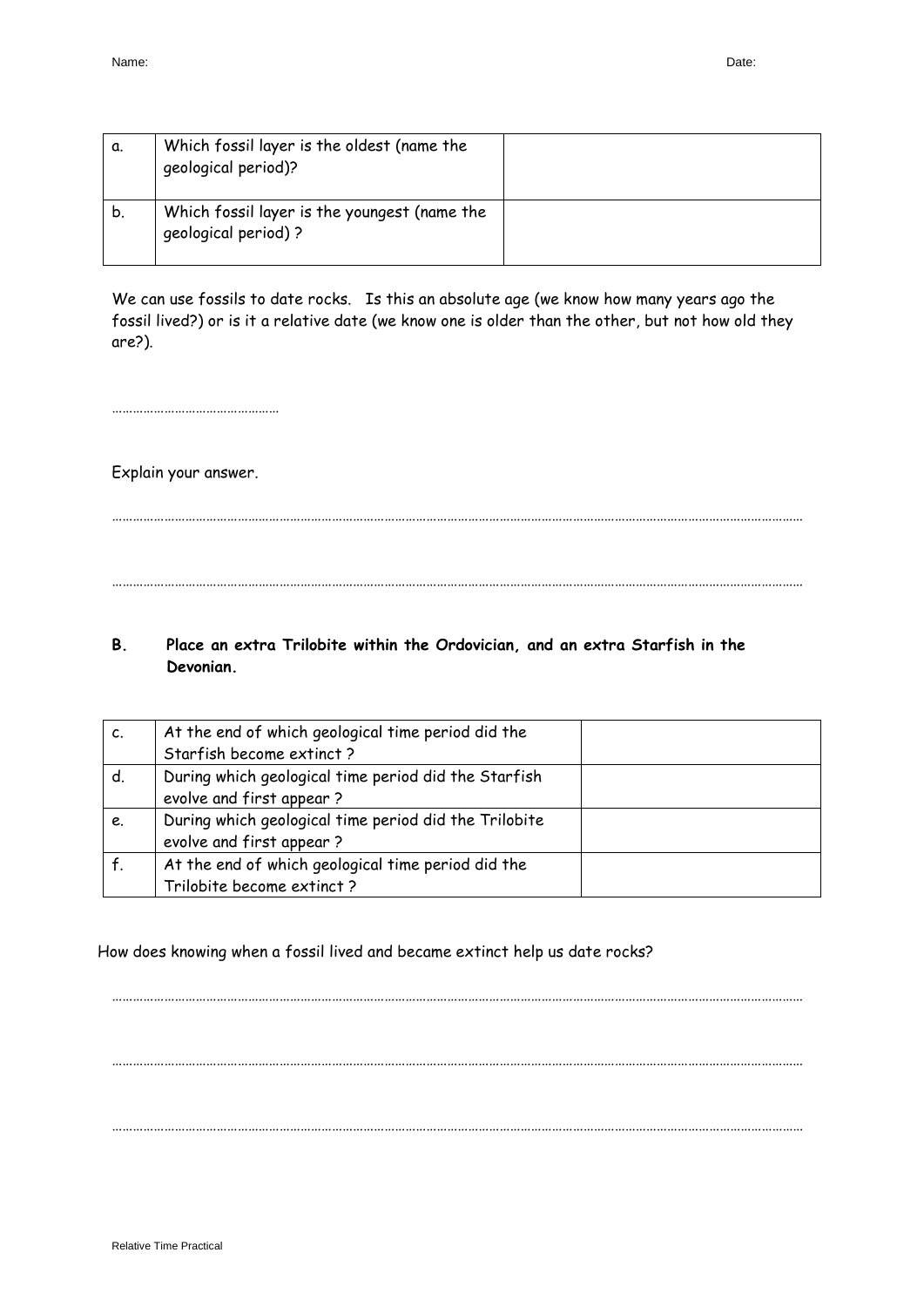Name: Date:

| a. | Which fossil layer is the oldest (name the geological period)? | |
|---|---|---|
| b. | Which fossil layer is the youngest (name the geological period) ? | |

We can use fossils to date rocks. Is this an absolute age (we know how many years ago the fossil lived?) or is it a relative date (we know one is older than the other, but not how old they are?).

…………………………………………

Explain your answer.

……………………………………………………………………………………………………………………………………………………………

……………………………………………………………………………………………………………………………………………………………

**B. Place an extra Trilobite within the Ordovician, and an extra Starfish in the Devonian.**

| c. | At the end of which geological time period did the Starfish become extinct ? | |
|---|---|---|
| d. | During which geological time period did the Starfish evolve and first appear ? | |
| e. | During which geological time period did the Trilobite evolve and first appear ? | |
| f. | At the end of which geological time period did the Trilobite become extinct ? | |

How does knowing when a fossil lived and became extinct help us date rocks?

……………………………………………………………………………………………………………………………………………………………

……………………………………………………………………………………………………………………………………………………………

……………………………………………………………………………………………………………………………………………………………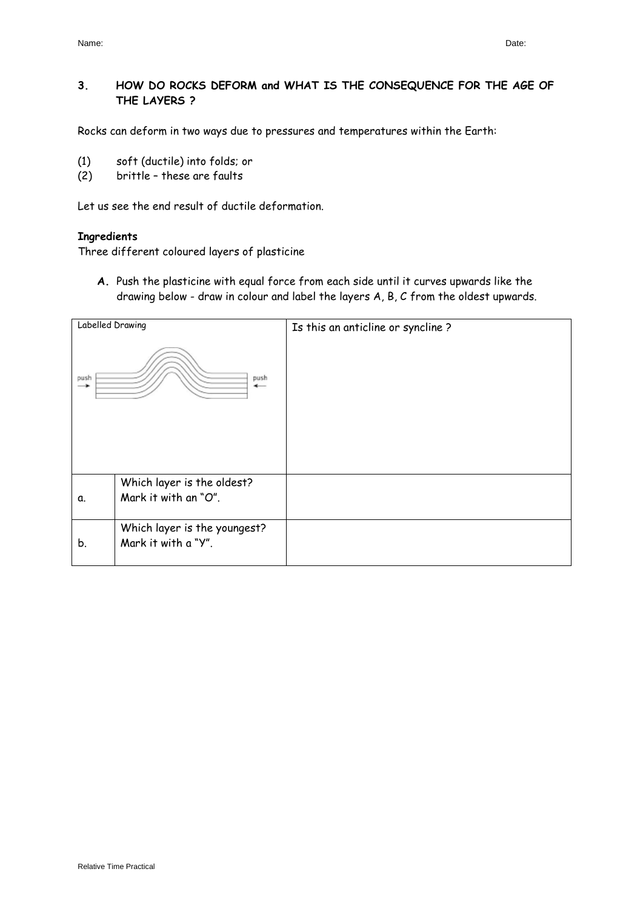### 3. HOW DO ROCKS DEFORM and WHAT IS THE CONSEQUENCE FOR THE AGE OF THE LAYERS ?

Rocks can deform in two ways due to pressures and temperatures within the Earth:

(1) soft (ductile) into folds; or
(2) brittle – these are faults

Let us see the end result of ductile deformation.

**Ingredients**
Three different coloured layers of plasticine

**A.** Push the plasticine with equal force from each side until it curves upwards like the drawing below - draw in colour and label the layers A, B, C from the oldest upwards.

| Labelled Drawing | | Is this an anticline or syncline ? |
|---|---|---|
| push → push ← | | |
| a. | Which layer is the oldest? Mark it with an "O". | |
| b. | Which layer is the youngest? Mark it with a "Y". | |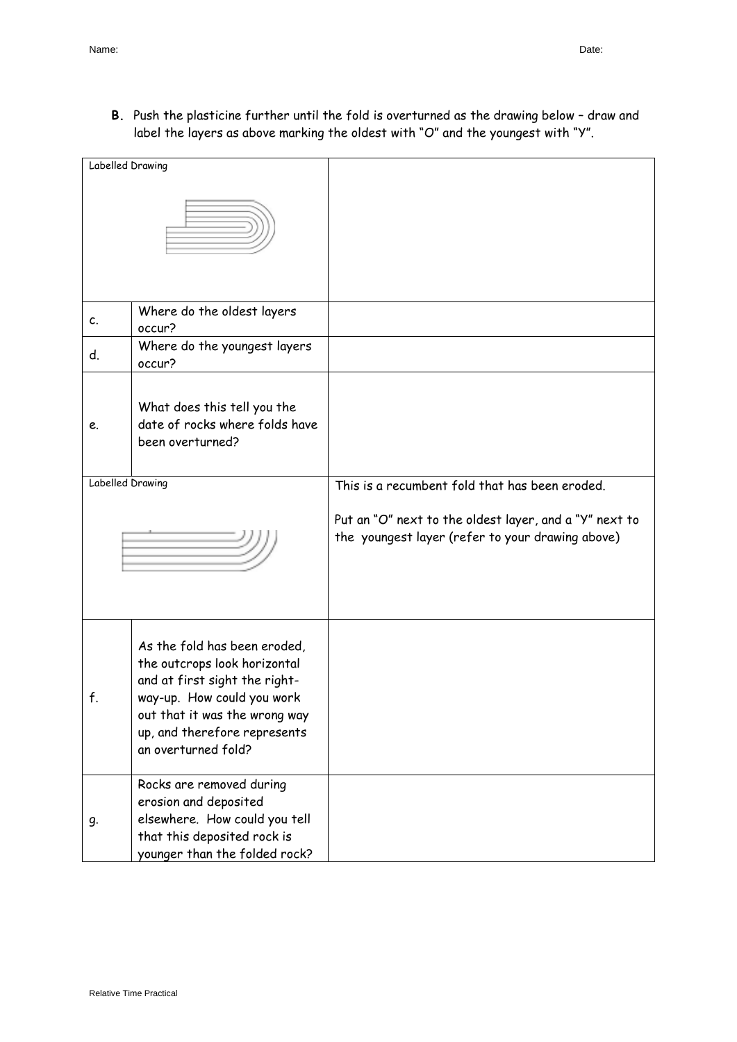Name: Date:

**B.** Push the plasticine further until the fold is overturned as the drawing below – draw and label the layers as above marking the oldest with "O" and the youngest with "Y".

| | | |
|---|---|---|
| Labelled Drawing | | |
| c. | Where do the oldest layers occur? | |
| d. | Where do the youngest layers occur? | |
| e. | What does this tell you the date of rocks where folds have been overturned? | |
| Labelled Drawing | | This is a recumbent fold that has been eroded. Put an "O" next to the oldest layer, and a "Y" next to the youngest layer (refer to your drawing above) |
| f. | As the fold has been eroded, the outcrops look horizontal and at first sight the right-way-up. How could you work out that it was the wrong way up, and therefore represents an overturned fold? | |
| g. | Rocks are removed during erosion and deposited elsewhere. How could you tell that this deposited rock is younger than the folded rock? | |